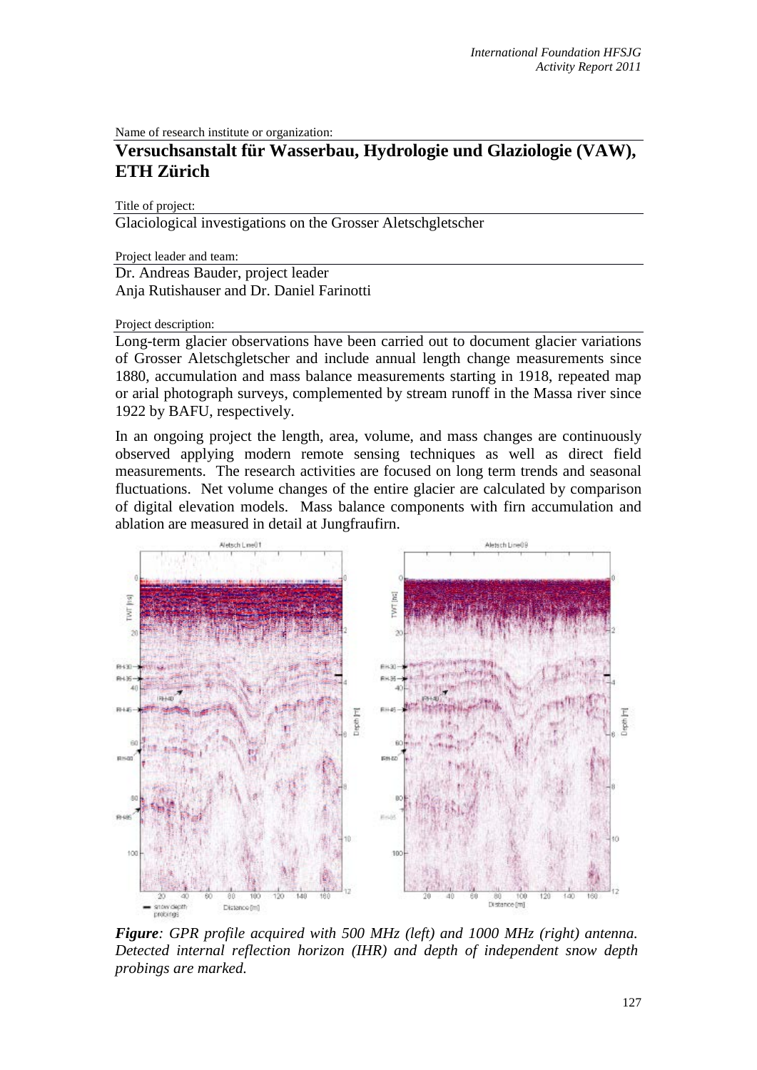Name of research institute or organization:

# Versuchsanstalt für Wasserbau, Hydrologie und Glaziologie (VAW), ETH Zürich

Title of project:

Glaciological investigations on the Grosser Aletschgletscher

Project leader and team:

Dr. Andreas Bauder, project leader
Anja Rutishauser and Dr. Daniel Farinotti

Project description:

Long-term glacier observations have been carried out to document glacier variations of Grosser Aletschgletscher and include annual length change measurements since 1880, accumulation and mass balance measurements starting in 1918, repeated map or arial photograph surveys, complemented by stream runoff in the Massa river since 1922 by BAFU, respectively.

In an ongoing project the length, area, volume, and mass changes are continuously observed applying modern remote sensing techniques as well as direct field measurements. The research activities are focused on long term trends and seasonal fluctuations. Net volume changes of the entire glacier are calculated by comparison of digital elevation models. Mass balance components with firn accumulation and ablation are measured in detail at Jungfraufirn.

***Figure**: GPR profile acquired with 500 MHz (left) and 1000 MHz (right) antenna. Detected internal reflection horizon (IHR) and depth of independent snow depth probings are marked.*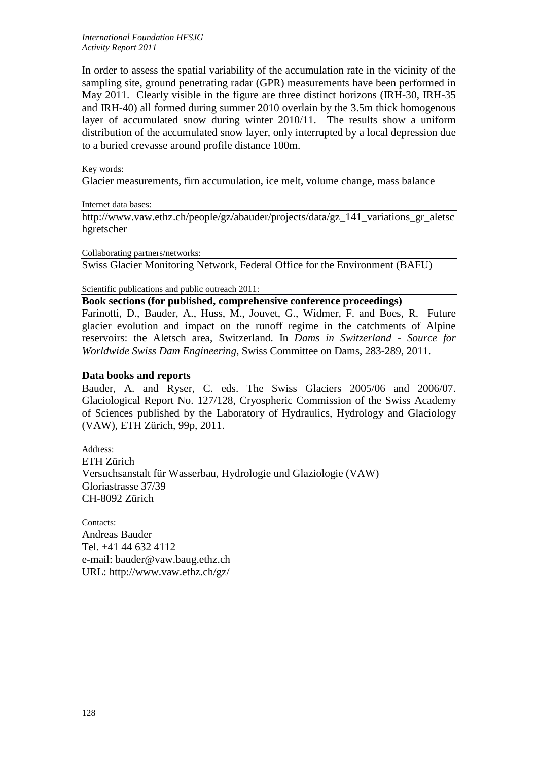In order to assess the spatial variability of the accumulation rate in the vicinity of the sampling site, ground penetrating radar (GPR) measurements have been performed in May 2011. Clearly visible in the figure are three distinct horizons (IRH-30, IRH-35 and IRH-40) all formed during summer 2010 overlain by the 3.5m thick homogenous layer of accumulated snow during winter 2010/11. The results show a uniform distribution of the accumulated snow layer, only interrupted by a local depression due to a buried crevasse around profile distance 100m.

Key words:

Glacier measurements, firn accumulation, ice melt, volume change, mass balance

Internet data bases:

http://www.vaw.ethz.ch/people/gz/abauder/projects/data/gz_141_variations_gr_aletschgretscher

Collaborating partners/networks:

Swiss Glacier Monitoring Network, Federal Office for the Environment (BAFU)

Scientific publications and public outreach 2011:

**Book sections (for published, comprehensive conference proceedings)**

Farinotti, D., Bauder, A., Huss, M., Jouvet, G., Widmer, F. and Boes, R. Future glacier evolution and impact on the runoff regime in the catchments of Alpine reservoirs: the Aletsch area, Switzerland. In *Dams in Switzerland - Source for Worldwide Swiss Dam Engineering*, Swiss Committee on Dams, 283-289, 2011.

**Data books and reports**

Bauder, A. and Ryser, C. eds. The Swiss Glaciers 2005/06 and 2006/07. Glaciological Report No. 127/128, Cryospheric Commission of the Swiss Academy of Sciences published by the Laboratory of Hydraulics, Hydrology and Glaciology (VAW), ETH Zürich, 99p, 2011.

Address:

ETH Zürich
Versuchsanstalt für Wasserbau, Hydrologie und Glaziologie (VAW)
Gloriastrasse 37/39
CH-8092 Zürich

Contacts:

Andreas Bauder
Tel. +41 44 632 4112
e-mail: bauder@vaw.baug.ethz.ch
URL: http://www.vaw.ethz.ch/gz/